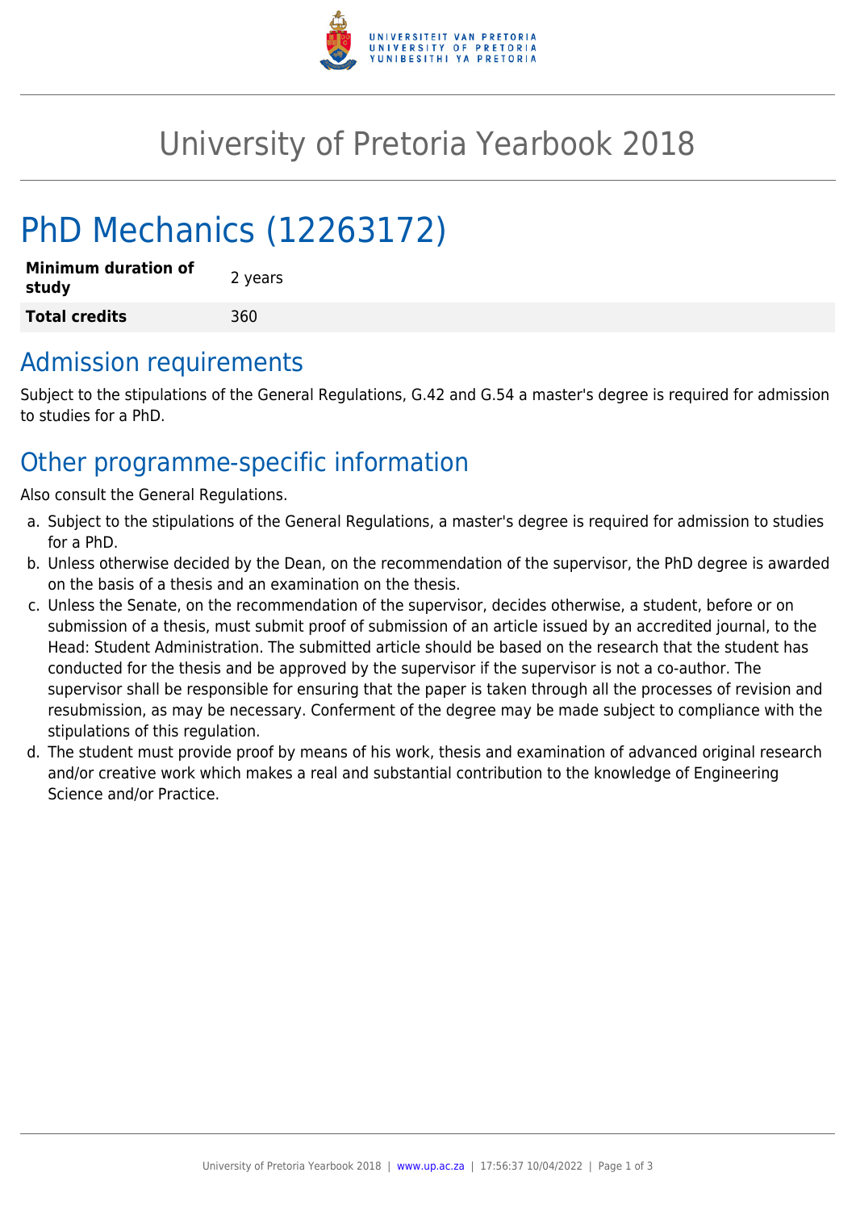# University of Pretoria Yearbook 2018

## PhD Mechanics (12263172)

| **Minimum duration of study** | 2 years |
| --- | --- |
| **Total credits** | 360 |

## Admission requirements

Subject to the stipulations of the General Regulations, G.42 and G.54 a master's degree is required for admission to studies for a PhD.

## Other programme-specific information

Also consult the General Regulations.

a. Subject to the stipulations of the General Regulations, a master's degree is required for admission to studies for a PhD.
b. Unless otherwise decided by the Dean, on the recommendation of the supervisor, the PhD degree is awarded on the basis of a thesis and an examination on the thesis.
c. Unless the Senate, on the recommendation of the supervisor, decides otherwise, a student, before or on submission of a thesis, must submit proof of submission of an article issued by an accredited journal, to the Head: Student Administration. The submitted article should be based on the research that the student has conducted for the thesis and be approved by the supervisor if the supervisor is not a co-author. The supervisor shall be responsible for ensuring that the paper is taken through all the processes of revision and resubmission, as may be necessary. Conferment of the degree may be made subject to compliance with the stipulations of this regulation.
d. The student must provide proof by means of his work, thesis and examination of advanced original research and/or creative work which makes a real and substantial contribution to the knowledge of Engineering Science and/or Practice.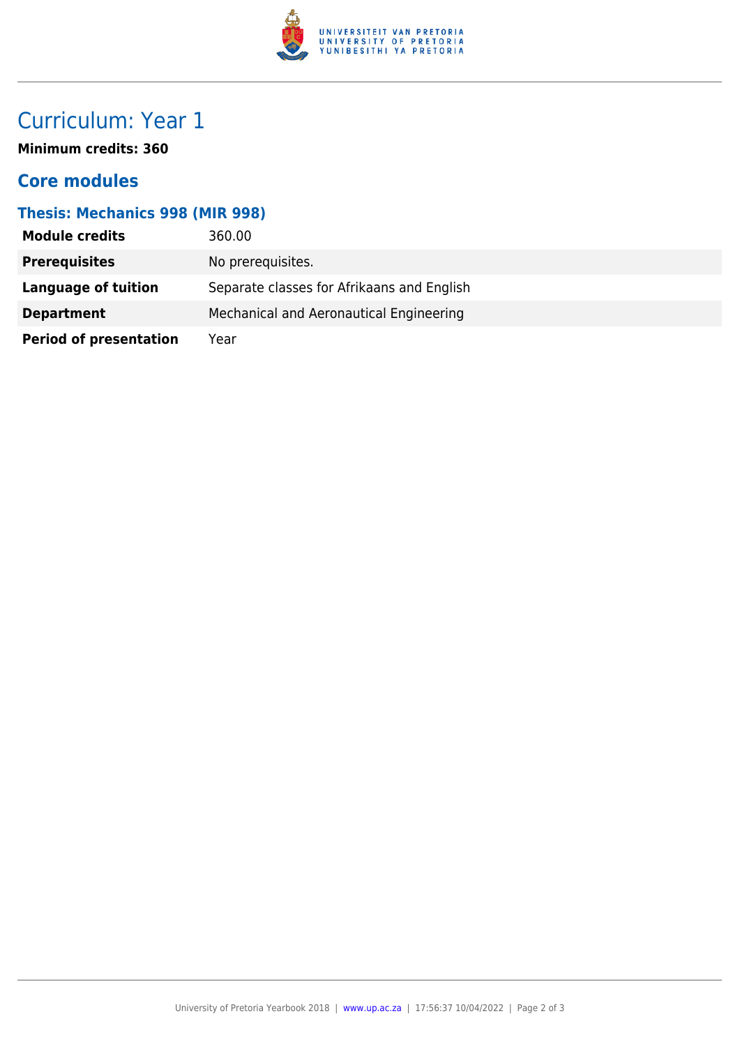# Curriculum: Year 1

**Minimum credits: 360**

## Core modules

### Thesis: Mechanics 998 (MIR 998)

| | |
|---|---|
| **Module credits** | 360.00 |
| **Prerequisites** | No prerequisites. |
| **Language of tuition** | Separate classes for Afrikaans and English |
| **Department** | Mechanical and Aeronautical Engineering |
| **Period of presentation** | Year |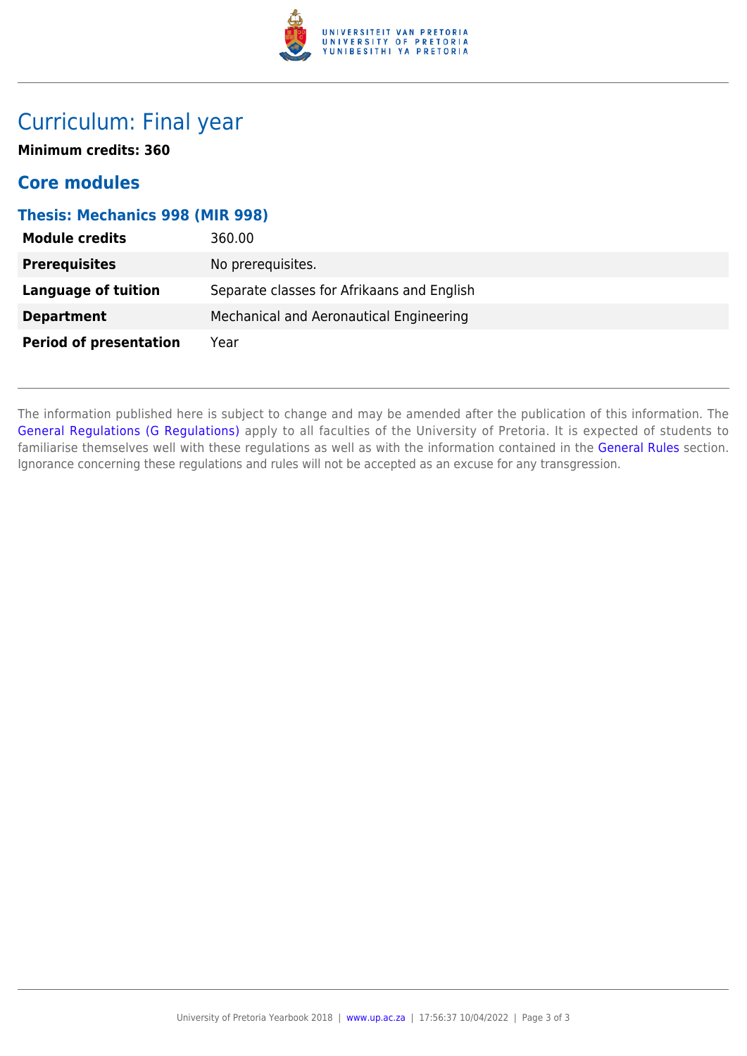# Curriculum: Final year

**Minimum credits: 360**

## Core modules

### Thesis: Mechanics 998 (MIR 998)

| | |
|---|---|
| **Module credits** | 360.00 |
| **Prerequisites** | No prerequisites. |
| **Language of tuition** | Separate classes for Afrikaans and English |
| **Department** | Mechanical and Aeronautical Engineering |
| **Period of presentation** | Year |

The information published here is subject to change and may be amended after the publication of this information. The General Regulations (G Regulations) apply to all faculties of the University of Pretoria. It is expected of students to familiarise themselves well with these regulations as well as with the information contained in the General Rules section. Ignorance concerning these regulations and rules will not be accepted as an excuse for any transgression.